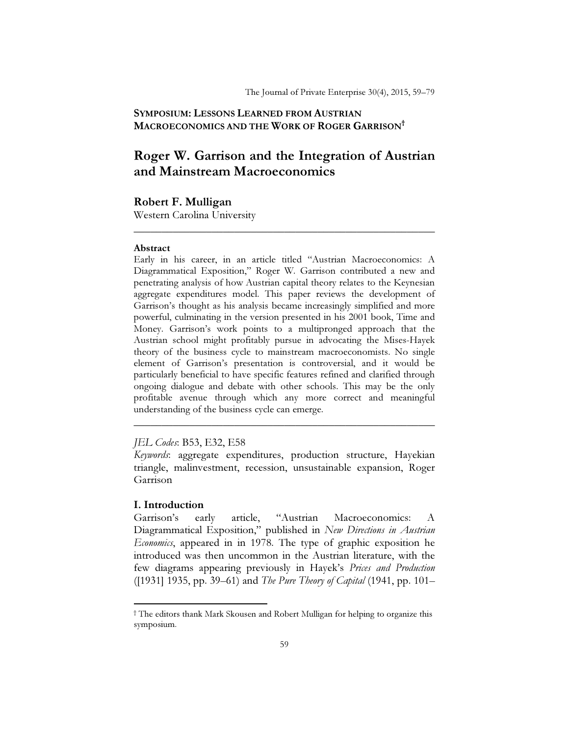**SYMPOSIUM: LESSONS LEARNED FROM AUSTRIAN MACROECONOMICS AND THE WORK OF ROGER GARRISON**[†]

# Roger W. Garrison and the Integration of Austrian and Mainstream Macroeconomics

**Robert F. Mulligan**
Western Carolina University

---

**Abstract**
Early in his career, in an article titled "Austrian Macroeconomics: A Diagrammatical Exposition," Roger W. Garrison contributed a new and penetrating analysis of how Austrian capital theory relates to the Keynesian aggregate expenditures model. This paper reviews the development of Garrison's thought as his analysis became increasingly simplified and more powerful, culminating in the version presented in his 2001 book, Time and Money. Garrison's work points to a multipronged approach that the Austrian school might profitably pursue in advocating the Mises-Hayek theory of the business cycle to mainstream macroeconomists. No single element of Garrison's presentation is controversial, and it would be particularly beneficial to have specific features refined and clarified through ongoing dialogue and debate with other schools. This may be the only profitable avenue through which any more correct and meaningful understanding of the business cycle can emerge.

---

*JEL Codes*: B53, E32, E58
*Keywords*: aggregate expenditures, production structure, Hayekian triangle, malinvestment, recession, unsustainable expansion, Roger Garrison

## I. Introduction

Garrison's early article, "Austrian Macroeconomics: A Diagrammatical Exposition," published in *New Directions in Austrian Economics*, appeared in in 1978. The type of graphic exposition he introduced was then uncommon in the Austrian literature, with the few diagrams appearing previously in Hayek's *Prices and Production* ([1931] 1935, pp. 39–61) and *The Pure Theory of Capital* (1941, pp. 101–

---

[†] The editors thank Mark Skousen and Robert Mulligan for helping to organize this symposium.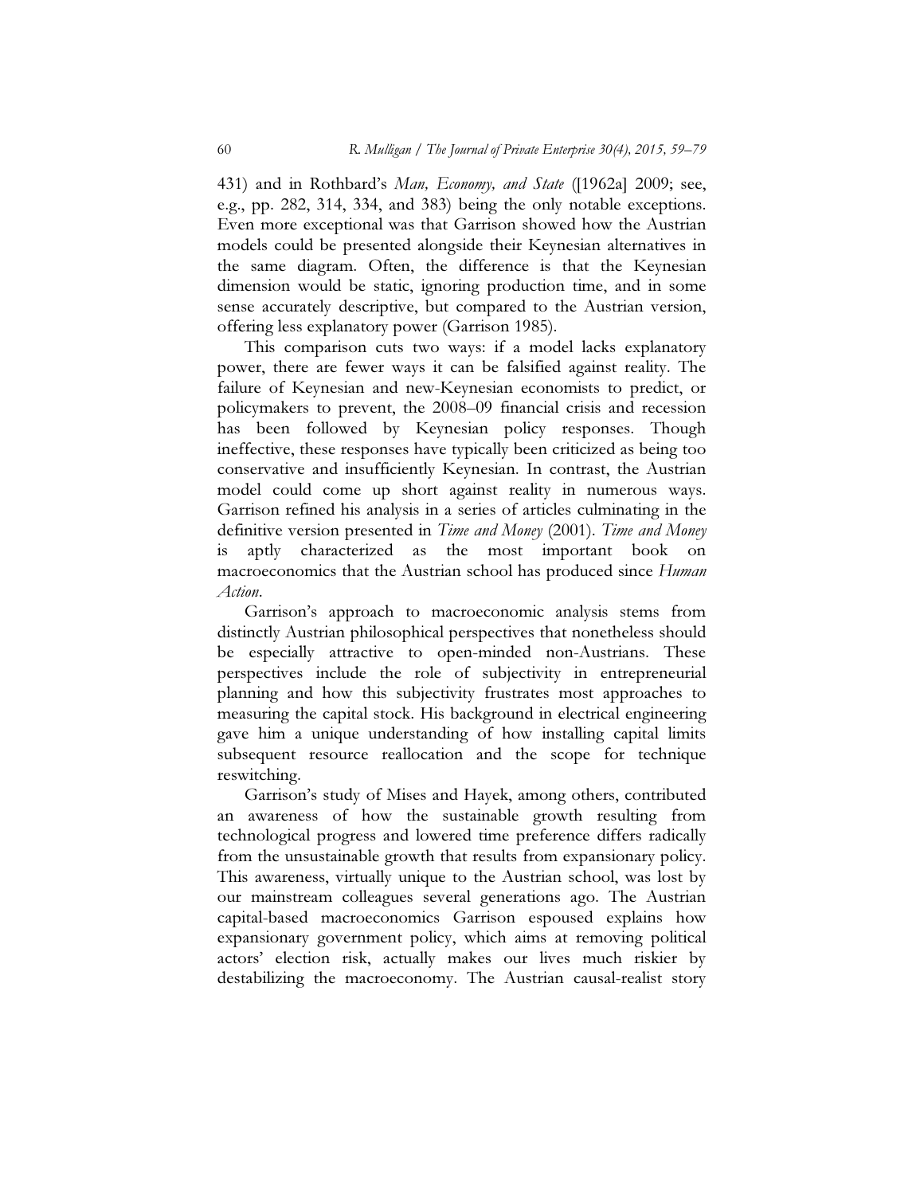431) and in Rothbard's *Man, Economy, and State* ([1962a] 2009; see, e.g., pp. 282, 314, 334, and 383) being the only notable exceptions. Even more exceptional was that Garrison showed how the Austrian models could be presented alongside their Keynesian alternatives in the same diagram. Often, the difference is that the Keynesian dimension would be static, ignoring production time, and in some sense accurately descriptive, but compared to the Austrian version, offering less explanatory power (Garrison 1985).

This comparison cuts two ways: if a model lacks explanatory power, there are fewer ways it can be falsified against reality. The failure of Keynesian and new-Keynesian economists to predict, or policymakers to prevent, the 2008–09 financial crisis and recession has been followed by Keynesian policy responses. Though ineffective, these responses have typically been criticized as being too conservative and insufficiently Keynesian. In contrast, the Austrian model could come up short against reality in numerous ways. Garrison refined his analysis in a series of articles culminating in the definitive version presented in *Time and Money* (2001). *Time and Money* is aptly characterized as the most important book on macroeconomics that the Austrian school has produced since *Human Action*.

Garrison's approach to macroeconomic analysis stems from distinctly Austrian philosophical perspectives that nonetheless should be especially attractive to open-minded non-Austrians. These perspectives include the role of subjectivity in entrepreneurial planning and how this subjectivity frustrates most approaches to measuring the capital stock. His background in electrical engineering gave him a unique understanding of how installing capital limits subsequent resource reallocation and the scope for technique reswitching.

Garrison's study of Mises and Hayek, among others, contributed an awareness of how the sustainable growth resulting from technological progress and lowered time preference differs radically from the unsustainable growth that results from expansionary policy. This awareness, virtually unique to the Austrian school, was lost by our mainstream colleagues several generations ago. The Austrian capital-based macroeconomics Garrison espoused explains how expansionary government policy, which aims at removing political actors' election risk, actually makes our lives much riskier by destabilizing the macroeconomy. The Austrian causal-realist story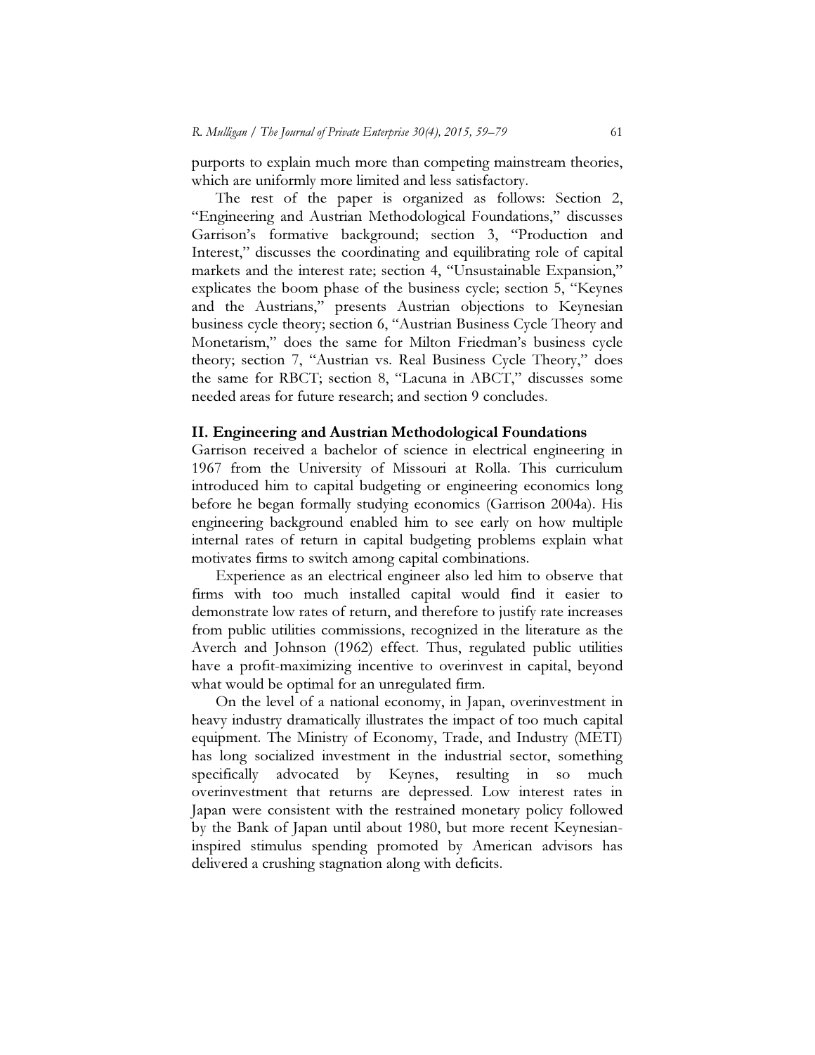purports to explain much more than competing mainstream theories, which are uniformly more limited and less satisfactory.

The rest of the paper is organized as follows: Section 2, "Engineering and Austrian Methodological Foundations," discusses Garrison's formative background; section 3, "Production and Interest," discusses the coordinating and equilibrating role of capital markets and the interest rate; section 4, "Unsustainable Expansion," explicates the boom phase of the business cycle; section 5, "Keynes and the Austrians," presents Austrian objections to Keynesian business cycle theory; section 6, "Austrian Business Cycle Theory and Monetarism," does the same for Milton Friedman's business cycle theory; section 7, "Austrian vs. Real Business Cycle Theory," does the same for RBCT; section 8, "Lacuna in ABCT," discusses some needed areas for future research; and section 9 concludes.

## II. Engineering and Austrian Methodological Foundations

Garrison received a bachelor of science in electrical engineering in 1967 from the University of Missouri at Rolla. This curriculum introduced him to capital budgeting or engineering economics long before he began formally studying economics (Garrison 2004a). His engineering background enabled him to see early on how multiple internal rates of return in capital budgeting problems explain what motivates firms to switch among capital combinations.

Experience as an electrical engineer also led him to observe that firms with too much installed capital would find it easier to demonstrate low rates of return, and therefore to justify rate increases from public utilities commissions, recognized in the literature as the Averch and Johnson (1962) effect. Thus, regulated public utilities have a profit-maximizing incentive to overinvest in capital, beyond what would be optimal for an unregulated firm.

On the level of a national economy, in Japan, overinvestment in heavy industry dramatically illustrates the impact of too much capital equipment. The Ministry of Economy, Trade, and Industry (METI) has long socialized investment in the industrial sector, something specifically advocated by Keynes, resulting in so much overinvestment that returns are depressed. Low interest rates in Japan were consistent with the restrained monetary policy followed by the Bank of Japan until about 1980, but more recent Keynesian-inspired stimulus spending promoted by American advisors has delivered a crushing stagnation along with deficits.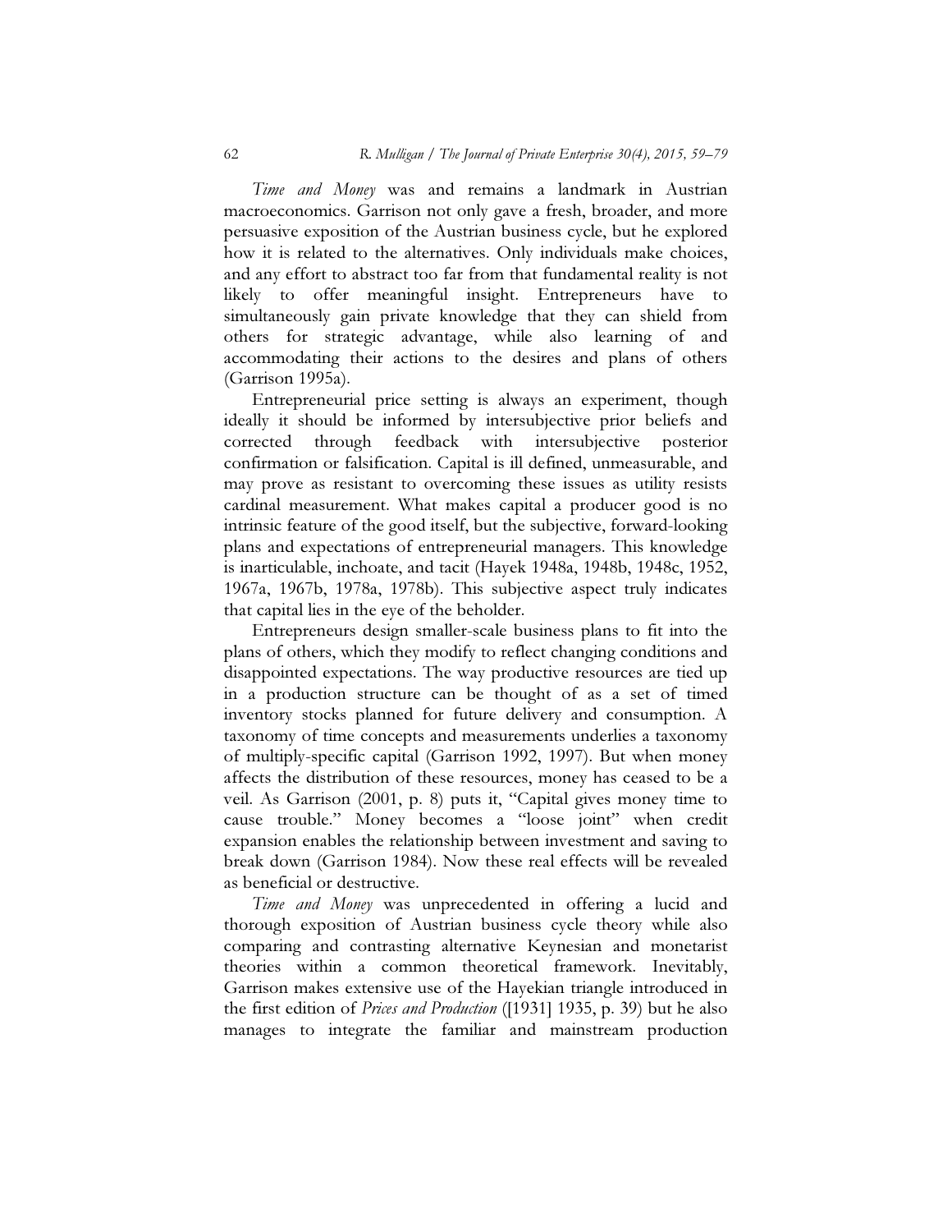*Time and Money* was and remains a landmark in Austrian macroeconomics. Garrison not only gave a fresh, broader, and more persuasive exposition of the Austrian business cycle, but he explored how it is related to the alternatives. Only individuals make choices, and any effort to abstract too far from that fundamental reality is not likely to offer meaningful insight. Entrepreneurs have to simultaneously gain private knowledge that they can shield from others for strategic advantage, while also learning of and accommodating their actions to the desires and plans of others (Garrison 1995a).

Entrepreneurial price setting is always an experiment, though ideally it should be informed by intersubjective prior beliefs and corrected through feedback with intersubjective posterior confirmation or falsification. Capital is ill defined, unmeasurable, and may prove as resistant to overcoming these issues as utility resists cardinal measurement. What makes capital a producer good is no intrinsic feature of the good itself, but the subjective, forward-looking plans and expectations of entrepreneurial managers. This knowledge is inarticulable, inchoate, and tacit (Hayek 1948a, 1948b, 1948c, 1952, 1967a, 1967b, 1978a, 1978b). This subjective aspect truly indicates that capital lies in the eye of the beholder.

Entrepreneurs design smaller-scale business plans to fit into the plans of others, which they modify to reflect changing conditions and disappointed expectations. The way productive resources are tied up in a production structure can be thought of as a set of timed inventory stocks planned for future delivery and consumption. A taxonomy of time concepts and measurements underlies a taxonomy of multiply-specific capital (Garrison 1992, 1997). But when money affects the distribution of these resources, money has ceased to be a veil. As Garrison (2001, p. 8) puts it, "Capital gives money time to cause trouble." Money becomes a "loose joint" when credit expansion enables the relationship between investment and saving to break down (Garrison 1984). Now these real effects will be revealed as beneficial or destructive.

*Time and Money* was unprecedented in offering a lucid and thorough exposition of Austrian business cycle theory while also comparing and contrasting alternative Keynesian and monetarist theories within a common theoretical framework. Inevitably, Garrison makes extensive use of the Hayekian triangle introduced in the first edition of *Prices and Production* ([1931] 1935, p. 39) but he also manages to integrate the familiar and mainstream production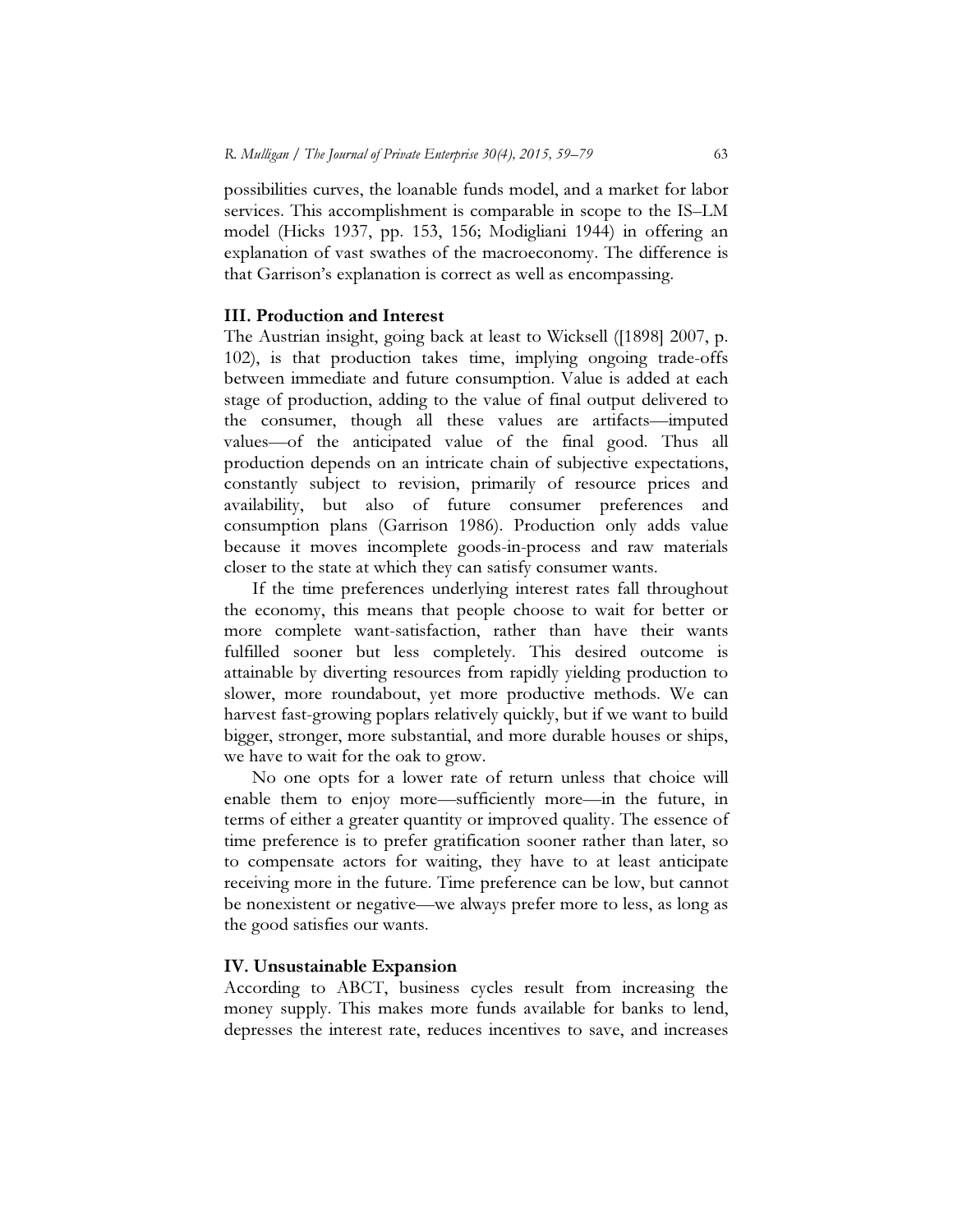possibilities curves, the loanable funds model, and a market for labor services. This accomplishment is comparable in scope to the IS–LM model (Hicks 1937, pp. 153, 156; Modigliani 1944) in offering an explanation of vast swathes of the macroeconomy. The difference is that Garrison's explanation is correct as well as encompassing.

### III. Production and Interest

The Austrian insight, going back at least to Wicksell ([1898] 2007, p. 102), is that production takes time, implying ongoing trade-offs between immediate and future consumption. Value is added at each stage of production, adding to the value of final output delivered to the consumer, though all these values are artifacts—imputed values—of the anticipated value of the final good. Thus all production depends on an intricate chain of subjective expectations, constantly subject to revision, primarily of resource prices and availability, but also of future consumer preferences and consumption plans (Garrison 1986). Production only adds value because it moves incomplete goods-in-process and raw materials closer to the state at which they can satisfy consumer wants.

If the time preferences underlying interest rates fall throughout the economy, this means that people choose to wait for better or more complete want-satisfaction, rather than have their wants fulfilled sooner but less completely. This desired outcome is attainable by diverting resources from rapidly yielding production to slower, more roundabout, yet more productive methods. We can harvest fast-growing poplars relatively quickly, but if we want to build bigger, stronger, more substantial, and more durable houses or ships, we have to wait for the oak to grow.

No one opts for a lower rate of return unless that choice will enable them to enjoy more—sufficiently more—in the future, in terms of either a greater quantity or improved quality. The essence of time preference is to prefer gratification sooner rather than later, so to compensate actors for waiting, they have to at least anticipate receiving more in the future. Time preference can be low, but cannot be nonexistent or negative—we always prefer more to less, as long as the good satisfies our wants.

### IV. Unsustainable Expansion

According to ABCT, business cycles result from increasing the money supply. This makes more funds available for banks to lend, depresses the interest rate, reduces incentives to save, and increases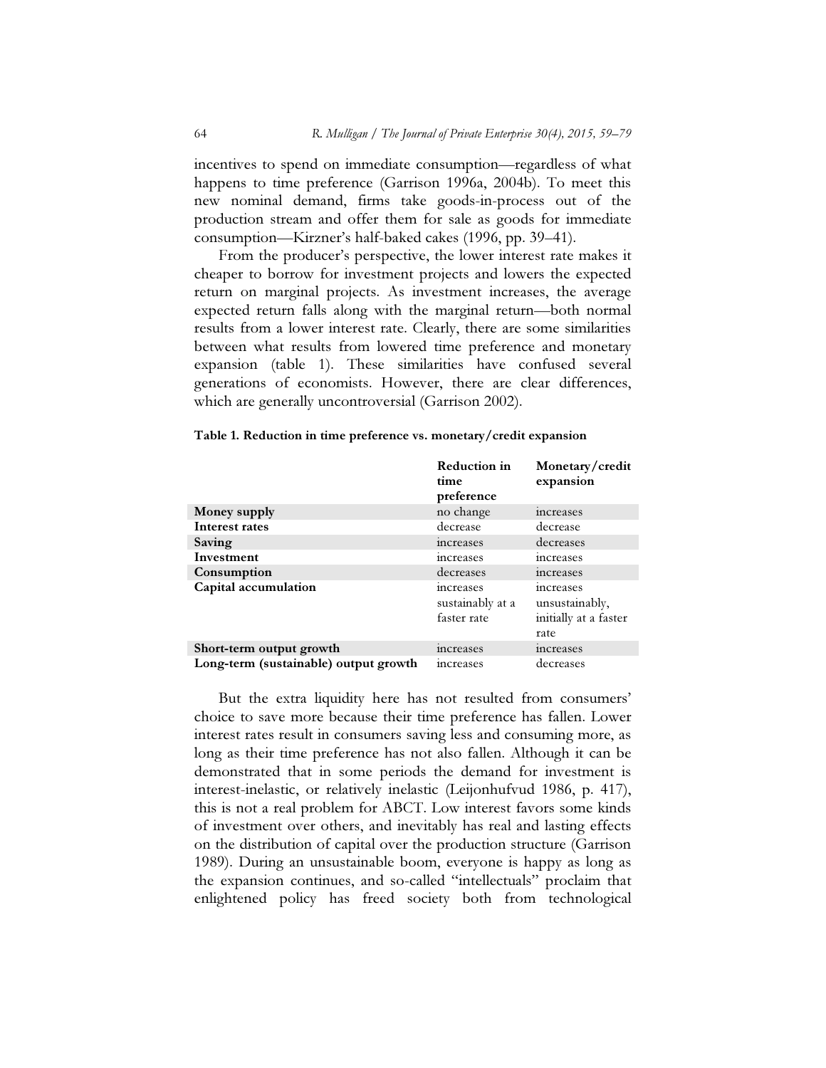incentives to spend on immediate consumption—regardless of what happens to time preference (Garrison 1996a, 2004b). To meet this new nominal demand, firms take goods-in-process out of the production stream and offer them for sale as goods for immediate consumption—Kirzner's half-baked cakes (1996, pp. 39–41).

From the producer's perspective, the lower interest rate makes it cheaper to borrow for investment projects and lowers the expected return on marginal projects. As investment increases, the average expected return falls along with the marginal return—both normal results from a lower interest rate. Clearly, there are some similarities between what results from lowered time preference and monetary expansion (table 1). These similarities have confused several generations of economists. However, there are clear differences, which are generally uncontroversial (Garrison 2002).

**Table 1. Reduction in time preference vs. monetary/credit expansion**

| | Reduction in time preference | Monetary/credit expansion |
|---|---|---|
| **Money supply** | no change | increases |
| **Interest rates** | decrease | decrease |
| **Saving** | increases | decreases |
| **Investment** | increases | increases |
| **Consumption** | decreases | increases |
| **Capital accumulation** | increases sustainably at a faster rate | increases unsustainably, initially at a faster rate |
| **Short-term output growth** | increases | increases |
| **Long-term (sustainable) output growth** | increases | decreases |

But the extra liquidity here has not resulted from consumers' choice to save more because their time preference has fallen. Lower interest rates result in consumers saving less and consuming more, as long as their time preference has not also fallen. Although it can be demonstrated that in some periods the demand for investment is interest-inelastic, or relatively inelastic (Leijonhufvud 1986, p. 417), this is not a real problem for ABCT. Low interest favors some kinds of investment over others, and inevitably has real and lasting effects on the distribution of capital over the production structure (Garrison 1989). During an unsustainable boom, everyone is happy as long as the expansion continues, and so-called "intellectuals" proclaim that enlightened policy has freed society both from technological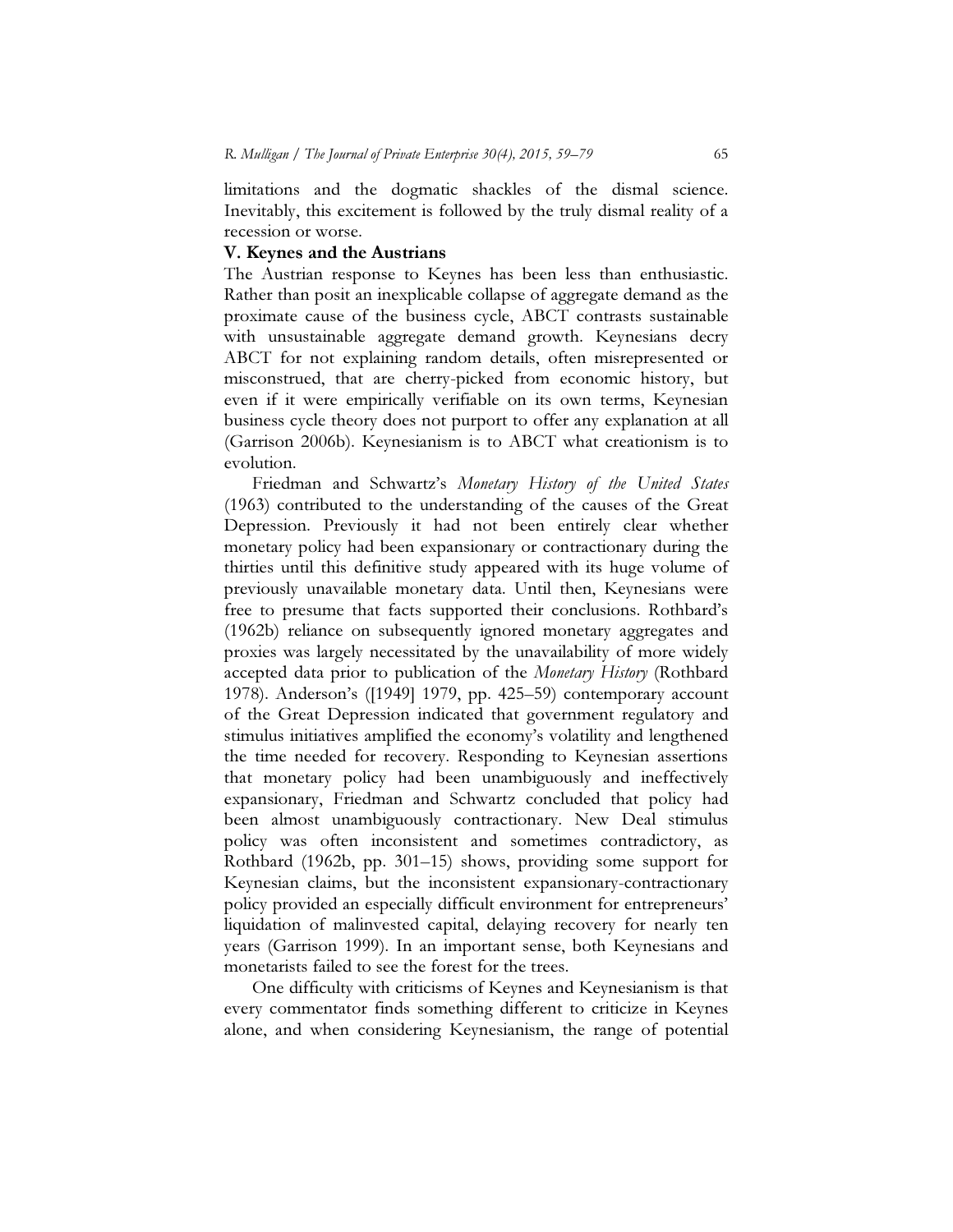limitations and the dogmatic shackles of the dismal science. Inevitably, this excitement is followed by the truly dismal reality of a recession or worse.

## V. Keynes and the Austrians

The Austrian response to Keynes has been less than enthusiastic. Rather than posit an inexplicable collapse of aggregate demand as the proximate cause of the business cycle, ABCT contrasts sustainable with unsustainable aggregate demand growth. Keynesians decry ABCT for not explaining random details, often misrepresented or misconstrued, that are cherry-picked from economic history, but even if it were empirically verifiable on its own terms, Keynesian business cycle theory does not purport to offer any explanation at all (Garrison 2006b). Keynesianism is to ABCT what creationism is to evolution.

Friedman and Schwartz's *Monetary History of the United States* (1963) contributed to the understanding of the causes of the Great Depression. Previously it had not been entirely clear whether monetary policy had been expansionary or contractionary during the thirties until this definitive study appeared with its huge volume of previously unavailable monetary data. Until then, Keynesians were free to presume that facts supported their conclusions. Rothbard's (1962b) reliance on subsequently ignored monetary aggregates and proxies was largely necessitated by the unavailability of more widely accepted data prior to publication of the *Monetary History* (Rothbard 1978). Anderson's ([1949] 1979, pp. 425–59) contemporary account of the Great Depression indicated that government regulatory and stimulus initiatives amplified the economy's volatility and lengthened the time needed for recovery. Responding to Keynesian assertions that monetary policy had been unambiguously and ineffectively expansionary, Friedman and Schwartz concluded that policy had been almost unambiguously contractionary. New Deal stimulus policy was often inconsistent and sometimes contradictory, as Rothbard (1962b, pp. 301–15) shows, providing some support for Keynesian claims, but the inconsistent expansionary-contractionary policy provided an especially difficult environment for entrepreneurs' liquidation of malinvested capital, delaying recovery for nearly ten years (Garrison 1999). In an important sense, both Keynesians and monetarists failed to see the forest for the trees.

One difficulty with criticisms of Keynes and Keynesianism is that every commentator finds something different to criticize in Keynes alone, and when considering Keynesianism, the range of potential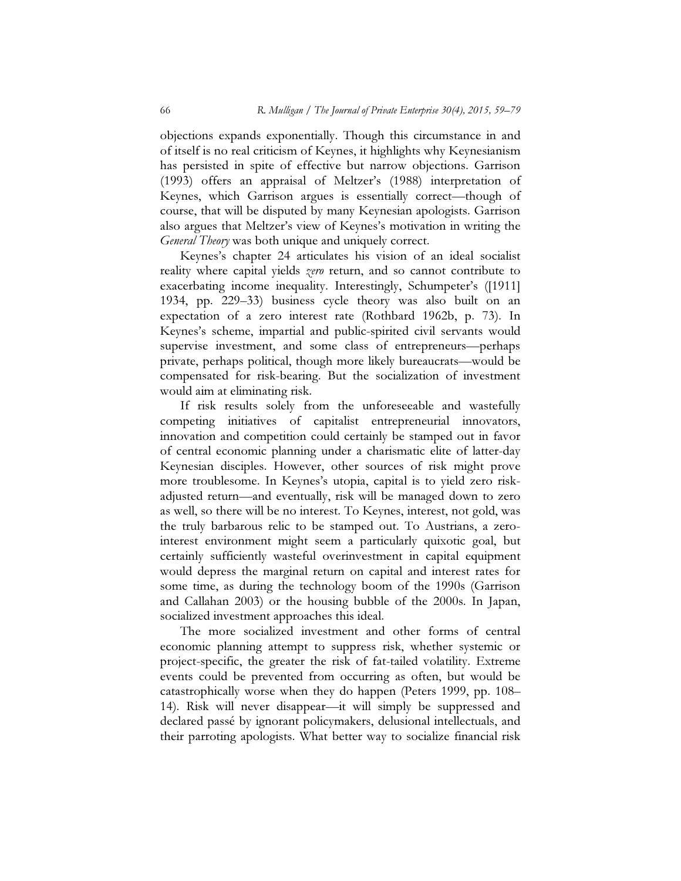objections expands exponentially. Though this circumstance in and of itself is no real criticism of Keynes, it highlights why Keynesianism has persisted in spite of effective but narrow objections. Garrison (1993) offers an appraisal of Meltzer's (1988) interpretation of Keynes, which Garrison argues is essentially correct—though of course, that will be disputed by many Keynesian apologists. Garrison also argues that Meltzer's view of Keynes's motivation in writing the *General Theory* was both unique and uniquely correct.

Keynes's chapter 24 articulates his vision of an ideal socialist reality where capital yields *zero* return, and so cannot contribute to exacerbating income inequality. Interestingly, Schumpeter's ([1911] 1934, pp. 229–33) business cycle theory was also built on an expectation of a zero interest rate (Rothbard 1962b, p. 73). In Keynes's scheme, impartial and public-spirited civil servants would supervise investment, and some class of entrepreneurs—perhaps private, perhaps political, though more likely bureaucrats—would be compensated for risk-bearing. But the socialization of investment would aim at eliminating risk.

If risk results solely from the unforeseeable and wastefully competing initiatives of capitalist entrepreneurial innovators, innovation and competition could certainly be stamped out in favor of central economic planning under a charismatic elite of latter-day Keynesian disciples. However, other sources of risk might prove more troublesome. In Keynes's utopia, capital is to yield zero risk-adjusted return—and eventually, risk will be managed down to zero as well, so there will be no interest. To Keynes, interest, not gold, was the truly barbarous relic to be stamped out. To Austrians, a zero-interest environment might seem a particularly quixotic goal, but certainly sufficiently wasteful overinvestment in capital equipment would depress the marginal return on capital and interest rates for some time, as during the technology boom of the 1990s (Garrison and Callahan 2003) or the housing bubble of the 2000s. In Japan, socialized investment approaches this ideal.

The more socialized investment and other forms of central economic planning attempt to suppress risk, whether systemic or project-specific, the greater the risk of fat-tailed volatility. Extreme events could be prevented from occurring as often, but would be catastrophically worse when they do happen (Peters 1999, pp. 108–14). Risk will never disappear—it will simply be suppressed and declared passé by ignorant policymakers, delusional intellectuals, and their parroting apologists. What better way to socialize financial risk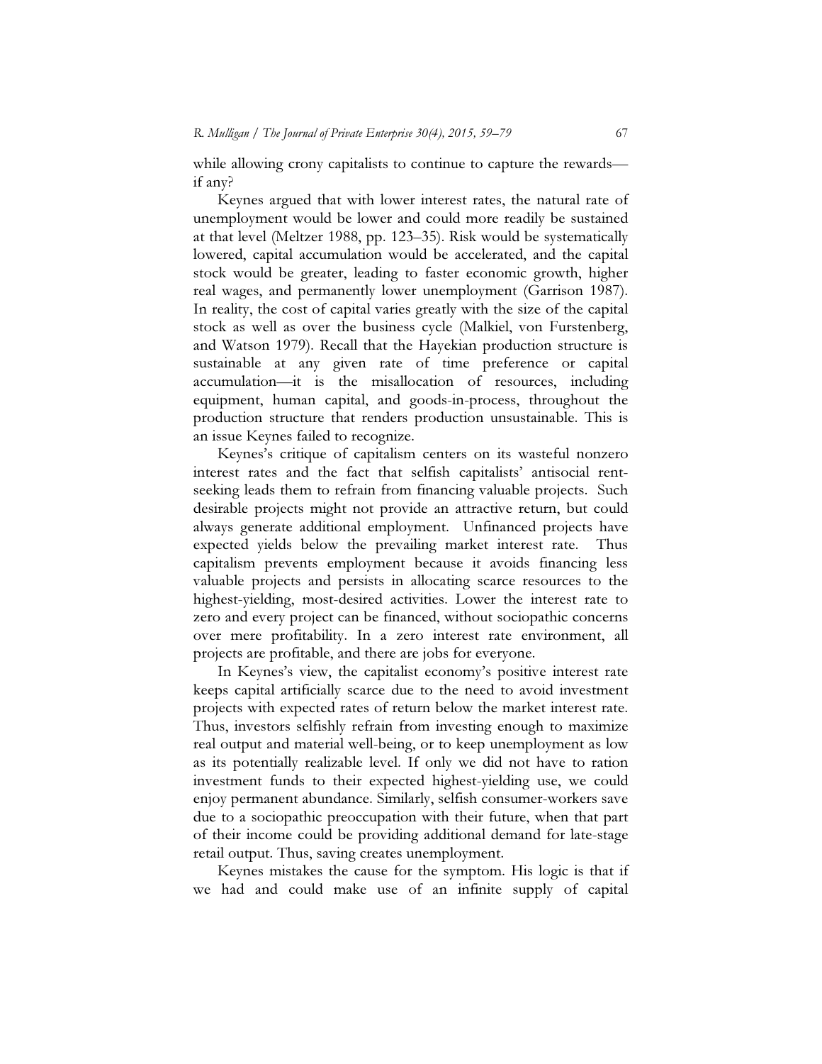while allowing crony capitalists to continue to capture the rewards—if any?

Keynes argued that with lower interest rates, the natural rate of unemployment would be lower and could more readily be sustained at that level (Meltzer 1988, pp. 123–35). Risk would be systematically lowered, capital accumulation would be accelerated, and the capital stock would be greater, leading to faster economic growth, higher real wages, and permanently lower unemployment (Garrison 1987). In reality, the cost of capital varies greatly with the size of the capital stock as well as over the business cycle (Malkiel, von Furstenberg, and Watson 1979). Recall that the Hayekian production structure is sustainable at any given rate of time preference or capital accumulation—it is the misallocation of resources, including equipment, human capital, and goods-in-process, throughout the production structure that renders production unsustainable. This is an issue Keynes failed to recognize.

Keynes's critique of capitalism centers on its wasteful nonzero interest rates and the fact that selfish capitalists' antisocial rent-seeking leads them to refrain from financing valuable projects. Such desirable projects might not provide an attractive return, but could always generate additional employment. Unfinanced projects have expected yields below the prevailing market interest rate. Thus capitalism prevents employment because it avoids financing less valuable projects and persists in allocating scarce resources to the highest-yielding, most-desired activities. Lower the interest rate to zero and every project can be financed, without sociopathic concerns over mere profitability. In a zero interest rate environment, all projects are profitable, and there are jobs for everyone.

In Keynes's view, the capitalist economy's positive interest rate keeps capital artificially scarce due to the need to avoid investment projects with expected rates of return below the market interest rate. Thus, investors selfishly refrain from investing enough to maximize real output and material well-being, or to keep unemployment as low as its potentially realizable level. If only we did not have to ration investment funds to their expected highest-yielding use, we could enjoy permanent abundance. Similarly, selfish consumer-workers save due to a sociopathic preoccupation with their future, when that part of their income could be providing additional demand for late-stage retail output. Thus, saving creates unemployment.

Keynes mistakes the cause for the symptom. His logic is that if we had and could make use of an infinite supply of capital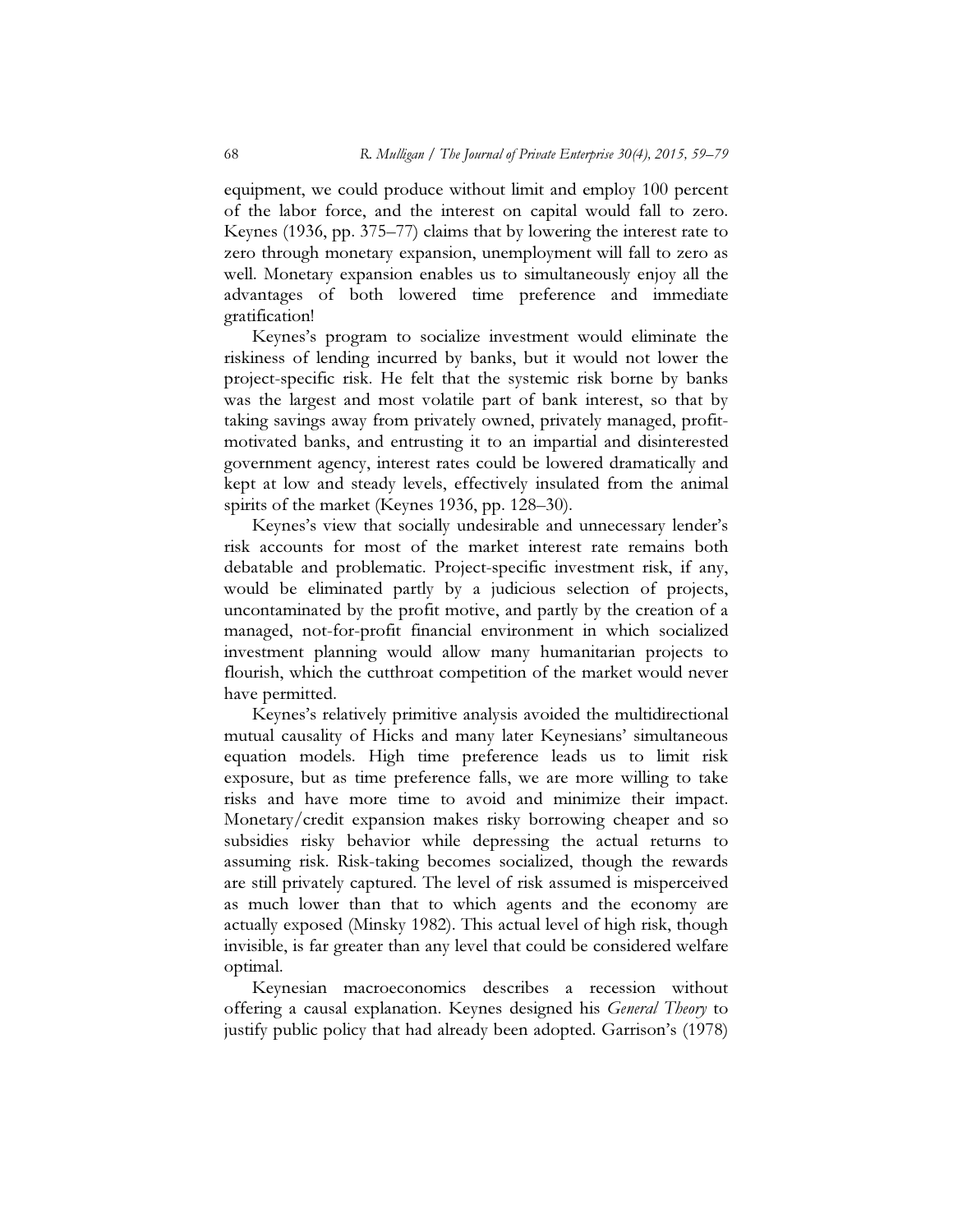equipment, we could produce without limit and employ 100 percent of the labor force, and the interest on capital would fall to zero. Keynes (1936, pp. 375–77) claims that by lowering the interest rate to zero through monetary expansion, unemployment will fall to zero as well. Monetary expansion enables us to simultaneously enjoy all the advantages of both lowered time preference and immediate gratification!

Keynes's program to socialize investment would eliminate the riskiness of lending incurred by banks, but it would not lower the project-specific risk. He felt that the systemic risk borne by banks was the largest and most volatile part of bank interest, so that by taking savings away from privately owned, privately managed, profit-motivated banks, and entrusting it to an impartial and disinterested government agency, interest rates could be lowered dramatically and kept at low and steady levels, effectively insulated from the animal spirits of the market (Keynes 1936, pp. 128–30).

Keynes's view that socially undesirable and unnecessary lender's risk accounts for most of the market interest rate remains both debatable and problematic. Project-specific investment risk, if any, would be eliminated partly by a judicious selection of projects, uncontaminated by the profit motive, and partly by the creation of a managed, not-for-profit financial environment in which socialized investment planning would allow many humanitarian projects to flourish, which the cutthroat competition of the market would never have permitted.

Keynes's relatively primitive analysis avoided the multidirectional mutual causality of Hicks and many later Keynesians' simultaneous equation models. High time preference leads us to limit risk exposure, but as time preference falls, we are more willing to take risks and have more time to avoid and minimize their impact. Monetary/credit expansion makes risky borrowing cheaper and so subsidies risky behavior while depressing the actual returns to assuming risk. Risk-taking becomes socialized, though the rewards are still privately captured. The level of risk assumed is misperceived as much lower than that to which agents and the economy are actually exposed (Minsky 1982). This actual level of high risk, though invisible, is far greater than any level that could be considered welfare optimal.

Keynesian macroeconomics describes a recession without offering a causal explanation. Keynes designed his *General Theory* to justify public policy that had already been adopted. Garrison's (1978)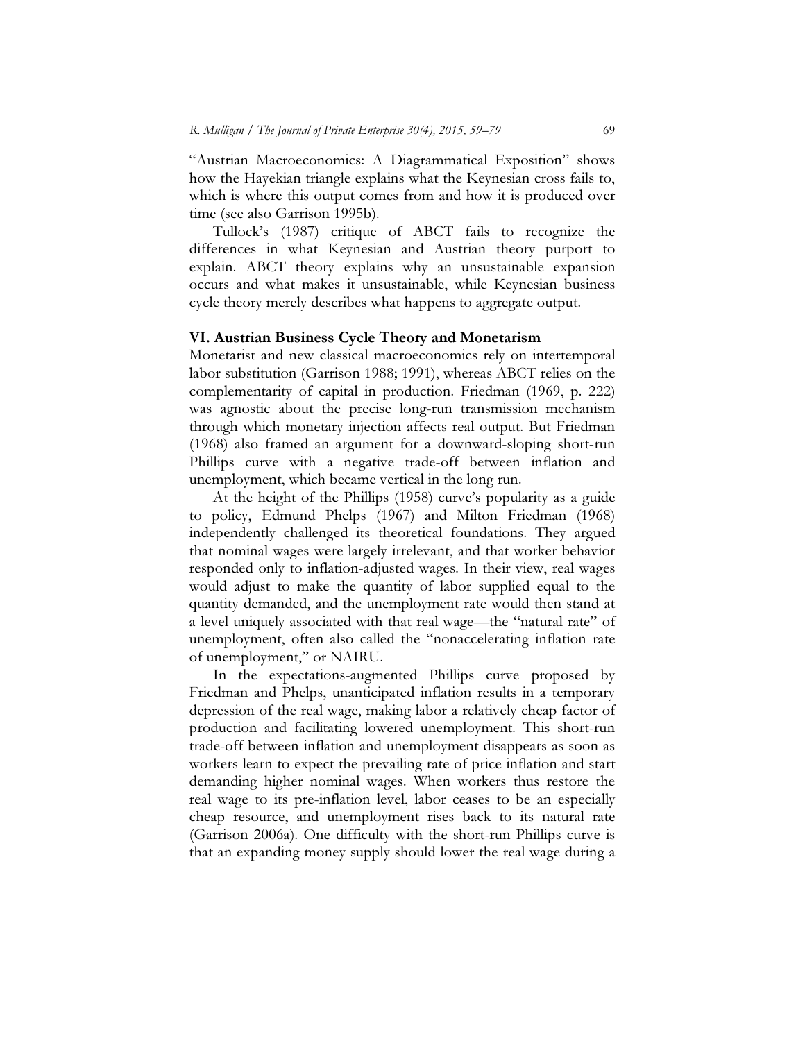"Austrian Macroeconomics: A Diagrammatical Exposition" shows how the Hayekian triangle explains what the Keynesian cross fails to, which is where this output comes from and how it is produced over time (see also Garrison 1995b).

Tullock's (1987) critique of ABCT fails to recognize the differences in what Keynesian and Austrian theory purport to explain. ABCT theory explains why an unsustainable expansion occurs and what makes it unsustainable, while Keynesian business cycle theory merely describes what happens to aggregate output.

## VI. Austrian Business Cycle Theory and Monetarism

Monetarist and new classical macroeconomics rely on intertemporal labor substitution (Garrison 1988; 1991), whereas ABCT relies on the complementarity of capital in production. Friedman (1969, p. 222) was agnostic about the precise long-run transmission mechanism through which monetary injection affects real output. But Friedman (1968) also framed an argument for a downward-sloping short-run Phillips curve with a negative trade-off between inflation and unemployment, which became vertical in the long run.

At the height of the Phillips (1958) curve's popularity as a guide to policy, Edmund Phelps (1967) and Milton Friedman (1968) independently challenged its theoretical foundations. They argued that nominal wages were largely irrelevant, and that worker behavior responded only to inflation-adjusted wages. In their view, real wages would adjust to make the quantity of labor supplied equal to the quantity demanded, and the unemployment rate would then stand at a level uniquely associated with that real wage—the "natural rate" of unemployment, often also called the "nonaccelerating inflation rate of unemployment," or NAIRU.

In the expectations-augmented Phillips curve proposed by Friedman and Phelps, unanticipated inflation results in a temporary depression of the real wage, making labor a relatively cheap factor of production and facilitating lowered unemployment. This short-run trade-off between inflation and unemployment disappears as soon as workers learn to expect the prevailing rate of price inflation and start demanding higher nominal wages. When workers thus restore the real wage to its pre-inflation level, labor ceases to be an especially cheap resource, and unemployment rises back to its natural rate (Garrison 2006a). One difficulty with the short-run Phillips curve is that an expanding money supply should lower the real wage during a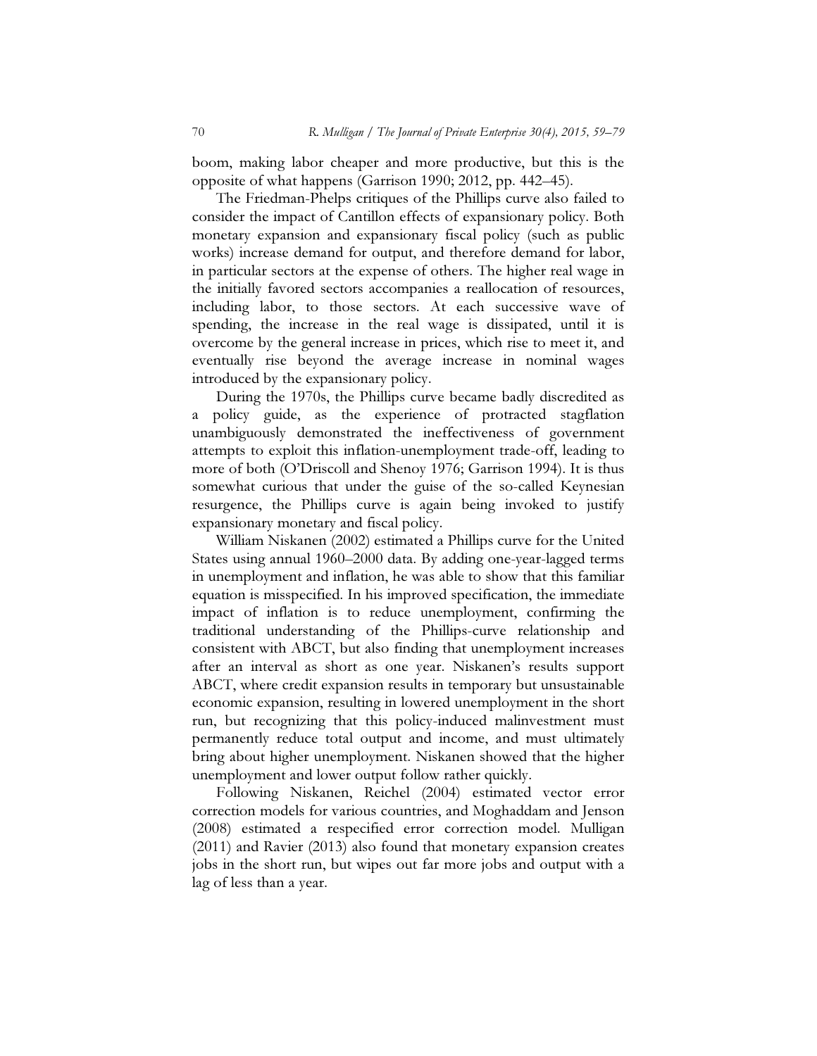boom, making labor cheaper and more productive, but this is the opposite of what happens (Garrison 1990; 2012, pp. 442–45).

The Friedman-Phelps critiques of the Phillips curve also failed to consider the impact of Cantillon effects of expansionary policy. Both monetary expansion and expansionary fiscal policy (such as public works) increase demand for output, and therefore demand for labor, in particular sectors at the expense of others. The higher real wage in the initially favored sectors accompanies a reallocation of resources, including labor, to those sectors. At each successive wave of spending, the increase in the real wage is dissipated, until it is overcome by the general increase in prices, which rise to meet it, and eventually rise beyond the average increase in nominal wages introduced by the expansionary policy.

During the 1970s, the Phillips curve became badly discredited as a policy guide, as the experience of protracted stagflation unambiguously demonstrated the ineffectiveness of government attempts to exploit this inflation-unemployment trade-off, leading to more of both (O'Driscoll and Shenoy 1976; Garrison 1994). It is thus somewhat curious that under the guise of the so-called Keynesian resurgence, the Phillips curve is again being invoked to justify expansionary monetary and fiscal policy.

William Niskanen (2002) estimated a Phillips curve for the United States using annual 1960–2000 data. By adding one-year-lagged terms in unemployment and inflation, he was able to show that this familiar equation is misspecified. In his improved specification, the immediate impact of inflation is to reduce unemployment, confirming the traditional understanding of the Phillips-curve relationship and consistent with ABCT, but also finding that unemployment increases after an interval as short as one year. Niskanen's results support ABCT, where credit expansion results in temporary but unsustainable economic expansion, resulting in lowered unemployment in the short run, but recognizing that this policy-induced malinvestment must permanently reduce total output and income, and must ultimately bring about higher unemployment. Niskanen showed that the higher unemployment and lower output follow rather quickly.

Following Niskanen, Reichel (2004) estimated vector error correction models for various countries, and Moghaddam and Jenson (2008) estimated a respecified error correction model. Mulligan (2011) and Ravier (2013) also found that monetary expansion creates jobs in the short run, but wipes out far more jobs and output with a lag of less than a year.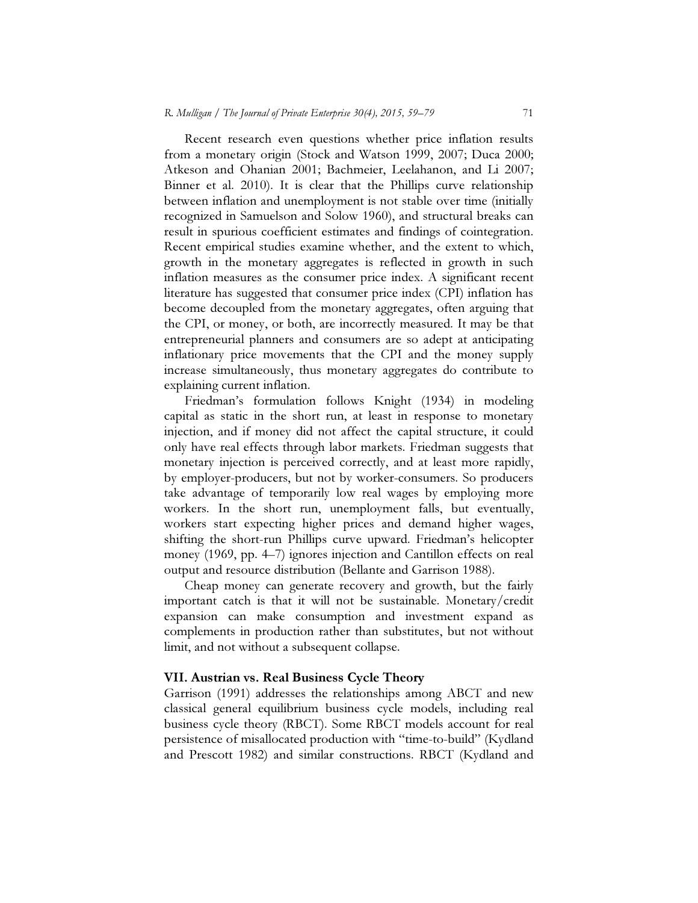Recent research even questions whether price inflation results from a monetary origin (Stock and Watson 1999, 2007; Duca 2000; Atkeson and Ohanian 2001; Bachmeier, Leelahanon, and Li 2007; Binner et al. 2010). It is clear that the Phillips curve relationship between inflation and unemployment is not stable over time (initially recognized in Samuelson and Solow 1960), and structural breaks can result in spurious coefficient estimates and findings of cointegration. Recent empirical studies examine whether, and the extent to which, growth in the monetary aggregates is reflected in growth in such inflation measures as the consumer price index. A significant recent literature has suggested that consumer price index (CPI) inflation has become decoupled from the monetary aggregates, often arguing that the CPI, or money, or both, are incorrectly measured. It may be that entrepreneurial planners and consumers are so adept at anticipating inflationary price movements that the CPI and the money supply increase simultaneously, thus monetary aggregates do contribute to explaining current inflation.

Friedman's formulation follows Knight (1934) in modeling capital as static in the short run, at least in response to monetary injection, and if money did not affect the capital structure, it could only have real effects through labor markets. Friedman suggests that monetary injection is perceived correctly, and at least more rapidly, by employer-producers, but not by worker-consumers. So producers take advantage of temporarily low real wages by employing more workers. In the short run, unemployment falls, but eventually, workers start expecting higher prices and demand higher wages, shifting the short-run Phillips curve upward. Friedman's helicopter money (1969, pp. 4–7) ignores injection and Cantillon effects on real output and resource distribution (Bellante and Garrison 1988).

Cheap money can generate recovery and growth, but the fairly important catch is that it will not be sustainable. Monetary/credit expansion can make consumption and investment expand as complements in production rather than substitutes, but not without limit, and not without a subsequent collapse.

## VII. Austrian vs. Real Business Cycle Theory

Garrison (1991) addresses the relationships among ABCT and new classical general equilibrium business cycle models, including real business cycle theory (RBCT). Some RBCT models account for real persistence of misallocated production with "time-to-build" (Kydland and Prescott 1982) and similar constructions. RBCT (Kydland and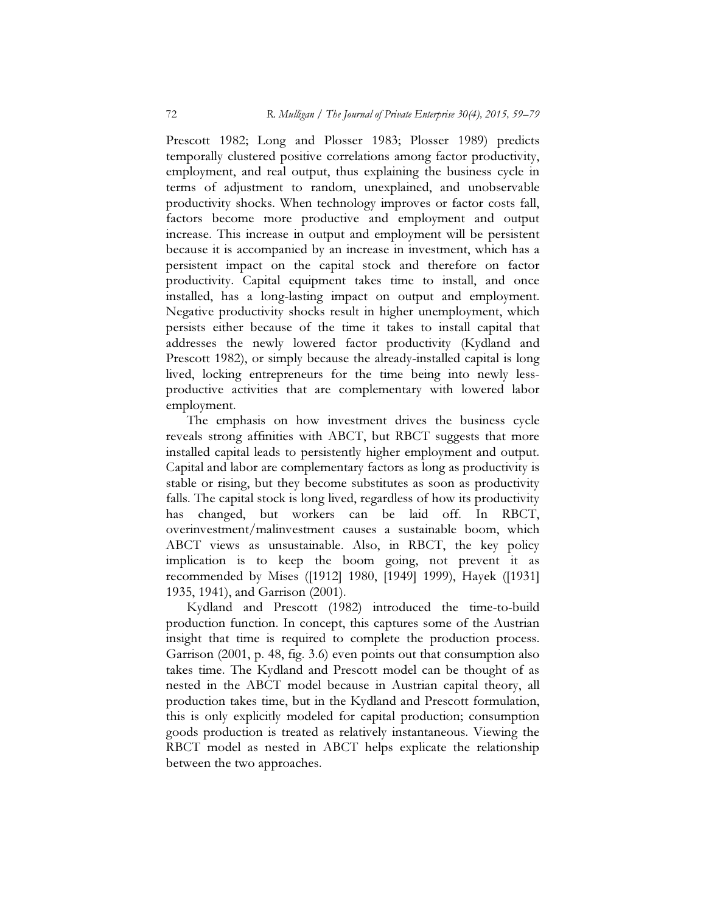Prescott 1982; Long and Plosser 1983; Plosser 1989) predicts temporally clustered positive correlations among factor productivity, employment, and real output, thus explaining the business cycle in terms of adjustment to random, unexplained, and unobservable productivity shocks. When technology improves or factor costs fall, factors become more productive and employment and output increase. This increase in output and employment will be persistent because it is accompanied by an increase in investment, which has a persistent impact on the capital stock and therefore on factor productivity. Capital equipment takes time to install, and once installed, has a long-lasting impact on output and employment. Negative productivity shocks result in higher unemployment, which persists either because of the time it takes to install capital that addresses the newly lowered factor productivity (Kydland and Prescott 1982), or simply because the already-installed capital is long lived, locking entrepreneurs for the time being into newly less-productive activities that are complementary with lowered labor employment.

The emphasis on how investment drives the business cycle reveals strong affinities with ABCT, but RBCT suggests that more installed capital leads to persistently higher employment and output. Capital and labor are complementary factors as long as productivity is stable or rising, but they become substitutes as soon as productivity falls. The capital stock is long lived, regardless of how its productivity has changed, but workers can be laid off. In RBCT, overinvestment/malinvestment causes a sustainable boom, which ABCT views as unsustainable. Also, in RBCT, the key policy implication is to keep the boom going, not prevent it as recommended by Mises ([1912] 1980, [1949] 1999), Hayek ([1931] 1935, 1941), and Garrison (2001).

Kydland and Prescott (1982) introduced the time-to-build production function. In concept, this captures some of the Austrian insight that time is required to complete the production process. Garrison (2001, p. 48, fig. 3.6) even points out that consumption also takes time. The Kydland and Prescott model can be thought of as nested in the ABCT model because in Austrian capital theory, all production takes time, but in the Kydland and Prescott formulation, this is only explicitly modeled for capital production; consumption goods production is treated as relatively instantaneous. Viewing the RBCT model as nested in ABCT helps explicate the relationship between the two approaches.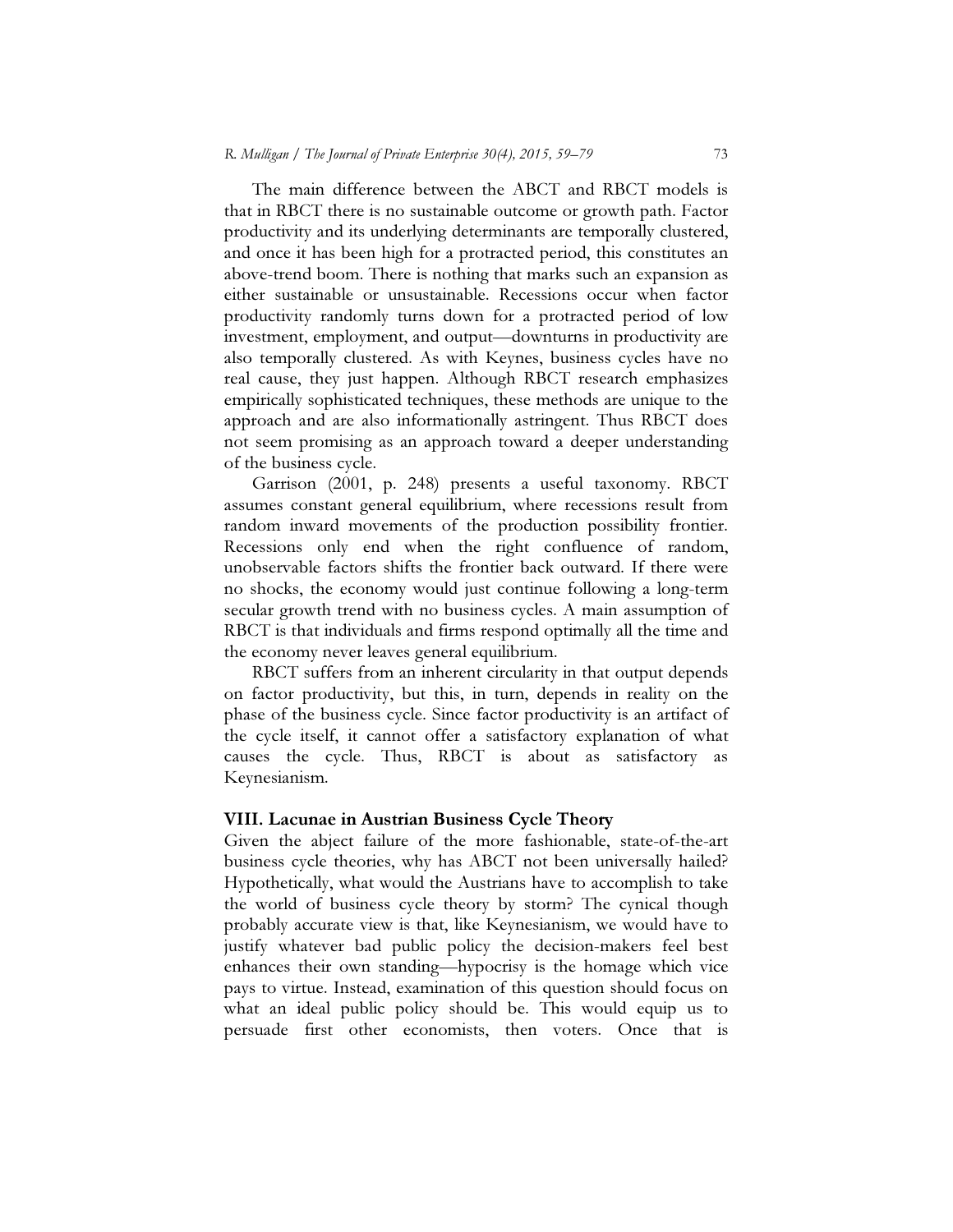The main difference between the ABCT and RBCT models is that in RBCT there is no sustainable outcome or growth path. Factor productivity and its underlying determinants are temporally clustered, and once it has been high for a protracted period, this constitutes an above-trend boom. There is nothing that marks such an expansion as either sustainable or unsustainable. Recessions occur when factor productivity randomly turns down for a protracted period of low investment, employment, and output—downturns in productivity are also temporally clustered. As with Keynes, business cycles have no real cause, they just happen. Although RBCT research emphasizes empirically sophisticated techniques, these methods are unique to the approach and are also informationally astringent. Thus RBCT does not seem promising as an approach toward a deeper understanding of the business cycle.

Garrison (2001, p. 248) presents a useful taxonomy. RBCT assumes constant general equilibrium, where recessions result from random inward movements of the production possibility frontier. Recessions only end when the right confluence of random, unobservable factors shifts the frontier back outward. If there were no shocks, the economy would just continue following a long-term secular growth trend with no business cycles. A main assumption of RBCT is that individuals and firms respond optimally all the time and the economy never leaves general equilibrium.

RBCT suffers from an inherent circularity in that output depends on factor productivity, but this, in turn, depends in reality on the phase of the business cycle. Since factor productivity is an artifact of the cycle itself, it cannot offer a satisfactory explanation of what causes the cycle. Thus, RBCT is about as satisfactory as Keynesianism.

## VIII. Lacunae in Austrian Business Cycle Theory

Given the abject failure of the more fashionable, state-of-the-art business cycle theories, why has ABCT not been universally hailed? Hypothetically, what would the Austrians have to accomplish to take the world of business cycle theory by storm? The cynical though probably accurate view is that, like Keynesianism, we would have to justify whatever bad public policy the decision-makers feel best enhances their own standing—hypocrisy is the homage which vice pays to virtue. Instead, examination of this question should focus on what an ideal public policy should be. This would equip us to persuade first other economists, then voters. Once that is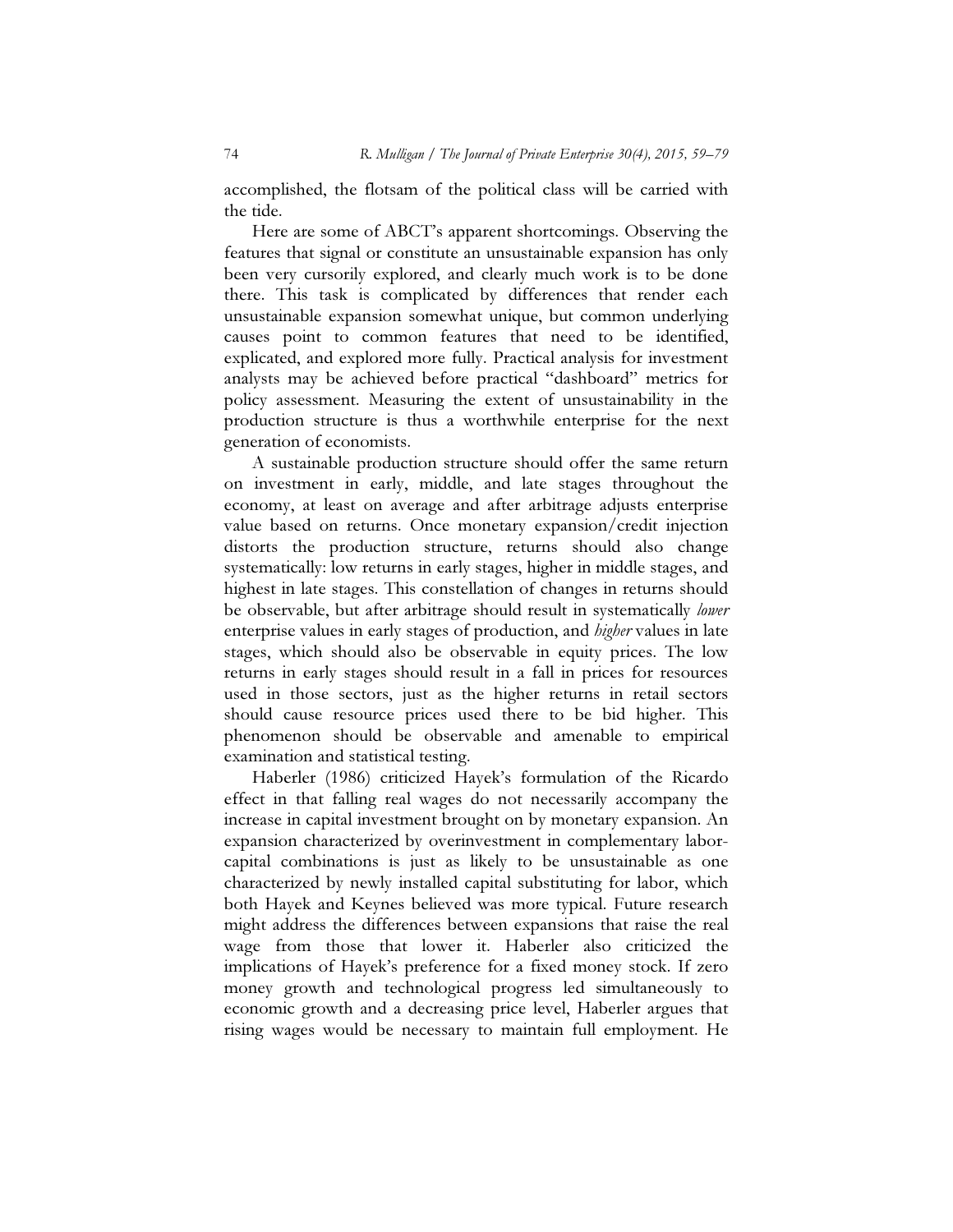accomplished, the flotsam of the political class will be carried with the tide.

Here are some of ABCT's apparent shortcomings. Observing the features that signal or constitute an unsustainable expansion has only been very cursorily explored, and clearly much work is to be done there. This task is complicated by differences that render each unsustainable expansion somewhat unique, but common underlying causes point to common features that need to be identified, explicated, and explored more fully. Practical analysis for investment analysts may be achieved before practical "dashboard" metrics for policy assessment. Measuring the extent of unsustainability in the production structure is thus a worthwhile enterprise for the next generation of economists.

A sustainable production structure should offer the same return on investment in early, middle, and late stages throughout the economy, at least on average and after arbitrage adjusts enterprise value based on returns. Once monetary expansion/credit injection distorts the production structure, returns should also change systematically: low returns in early stages, higher in middle stages, and highest in late stages. This constellation of changes in returns should be observable, but after arbitrage should result in systematically *lower* enterprise values in early stages of production, and *higher* values in late stages, which should also be observable in equity prices. The low returns in early stages should result in a fall in prices for resources used in those sectors, just as the higher returns in retail sectors should cause resource prices used there to be bid higher. This phenomenon should be observable and amenable to empirical examination and statistical testing.

Haberler (1986) criticized Hayek's formulation of the Ricardo effect in that falling real wages do not necessarily accompany the increase in capital investment brought on by monetary expansion. An expansion characterized by overinvestment in complementary labor-capital combinations is just as likely to be unsustainable as one characterized by newly installed capital substituting for labor, which both Hayek and Keynes believed was more typical. Future research might address the differences between expansions that raise the real wage from those that lower it. Haberler also criticized the implications of Hayek's preference for a fixed money stock. If zero money growth and technological progress led simultaneously to economic growth and a decreasing price level, Haberler argues that rising wages would be necessary to maintain full employment. He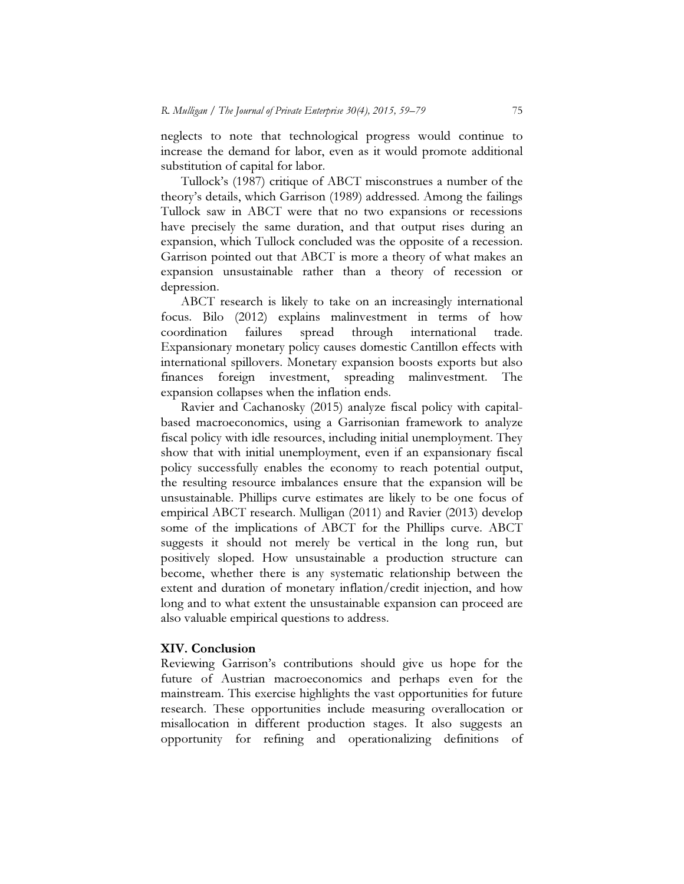neglects to note that technological progress would continue to increase the demand for labor, even as it would promote additional substitution of capital for labor.

Tullock's (1987) critique of ABCT misconstrues a number of the theory's details, which Garrison (1989) addressed. Among the failings Tullock saw in ABCT were that no two expansions or recessions have precisely the same duration, and that output rises during an expansion, which Tullock concluded was the opposite of a recession. Garrison pointed out that ABCT is more a theory of what makes an expansion unsustainable rather than a theory of recession or depression.

ABCT research is likely to take on an increasingly international focus. Bilo (2012) explains malinvestment in terms of how coordination failures spread through international trade. Expansionary monetary policy causes domestic Cantillon effects with international spillovers. Monetary expansion boosts exports but also finances foreign investment, spreading malinvestment. The expansion collapses when the inflation ends.

Ravier and Cachanosky (2015) analyze fiscal policy with capital-based macroeconomics, using a Garrisonian framework to analyze fiscal policy with idle resources, including initial unemployment. They show that with initial unemployment, even if an expansionary fiscal policy successfully enables the economy to reach potential output, the resulting resource imbalances ensure that the expansion will be unsustainable. Phillips curve estimates are likely to be one focus of empirical ABCT research. Mulligan (2011) and Ravier (2013) develop some of the implications of ABCT for the Phillips curve. ABCT suggests it should not merely be vertical in the long run, but positively sloped. How unsustainable a production structure can become, whether there is any systematic relationship between the extent and duration of monetary inflation/credit injection, and how long and to what extent the unsustainable expansion can proceed are also valuable empirical questions to address.

## XIV. Conclusion

Reviewing Garrison's contributions should give us hope for the future of Austrian macroeconomics and perhaps even for the mainstream. This exercise highlights the vast opportunities for future research. These opportunities include measuring overallocation or misallocation in different production stages. It also suggests an opportunity for refining and operationalizing definitions of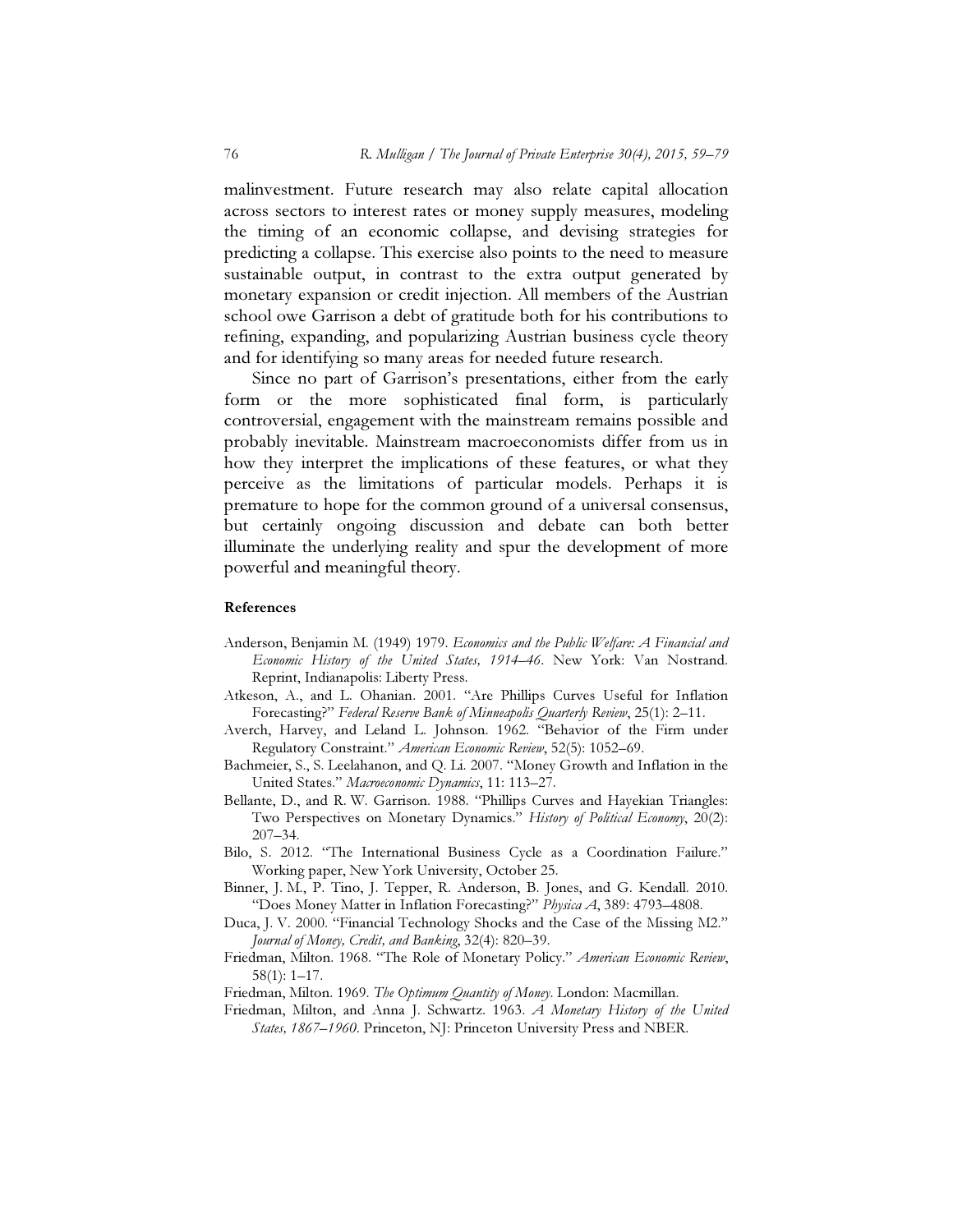malinvestment. Future research may also relate capital allocation across sectors to interest rates or money supply measures, modeling the timing of an economic collapse, and devising strategies for predicting a collapse. This exercise also points to the need to measure sustainable output, in contrast to the extra output generated by monetary expansion or credit injection. All members of the Austrian school owe Garrison a debt of gratitude both for his contributions to refining, expanding, and popularizing Austrian business cycle theory and for identifying so many areas for needed future research.

Since no part of Garrison's presentations, either from the early form or the more sophisticated final form, is particularly controversial, engagement with the mainstream remains possible and probably inevitable. Mainstream macroeconomists differ from us in how they interpret the implications of these features, or what they perceive as the limitations of particular models. Perhaps it is premature to hope for the common ground of a universal consensus, but certainly ongoing discussion and debate can both better illuminate the underlying reality and spur the development of more powerful and meaningful theory.

**References**

Anderson, Benjamin M. (1949) 1979. *Economics and the Public Welfare: A Financial and Economic History of the United States, 1914–46*. New York: Van Nostrand. Reprint, Indianapolis: Liberty Press.

Atkeson, A., and L. Ohanian. 2001. "Are Phillips Curves Useful for Inflation Forecasting?" *Federal Reserve Bank of Minneapolis Quarterly Review*, 25(1): 2–11.

Averch, Harvey, and Leland L. Johnson. 1962. "Behavior of the Firm under Regulatory Constraint." *American Economic Review*, 52(5): 1052–69.

Bachmeier, S., S. Leelahanon, and Q. Li. 2007. "Money Growth and Inflation in the United States." *Macroeconomic Dynamics*, 11: 113–27.

Bellante, D., and R. W. Garrison. 1988. "Phillips Curves and Hayekian Triangles: Two Perspectives on Monetary Dynamics." *History of Political Economy*, 20(2): 207–34.

Bilo, S. 2012. "The International Business Cycle as a Coordination Failure." Working paper, New York University, October 25.

Binner, J. M., P. Tino, J. Tepper, R. Anderson, B. Jones, and G. Kendall. 2010. "Does Money Matter in Inflation Forecasting?" *Physica A*, 389: 4793–4808.

Duca, J. V. 2000. "Financial Technology Shocks and the Case of the Missing M2." *Journal of Money, Credit, and Banking*, 32(4): 820–39.

Friedman, Milton. 1968. "The Role of Monetary Policy." *American Economic Review*, 58(1): 1–17.

Friedman, Milton. 1969. *The Optimum Quantity of Money*. London: Macmillan.

Friedman, Milton, and Anna J. Schwartz. 1963. *A Monetary History of the United States, 1867–1960*. Princeton, NJ: Princeton University Press and NBER.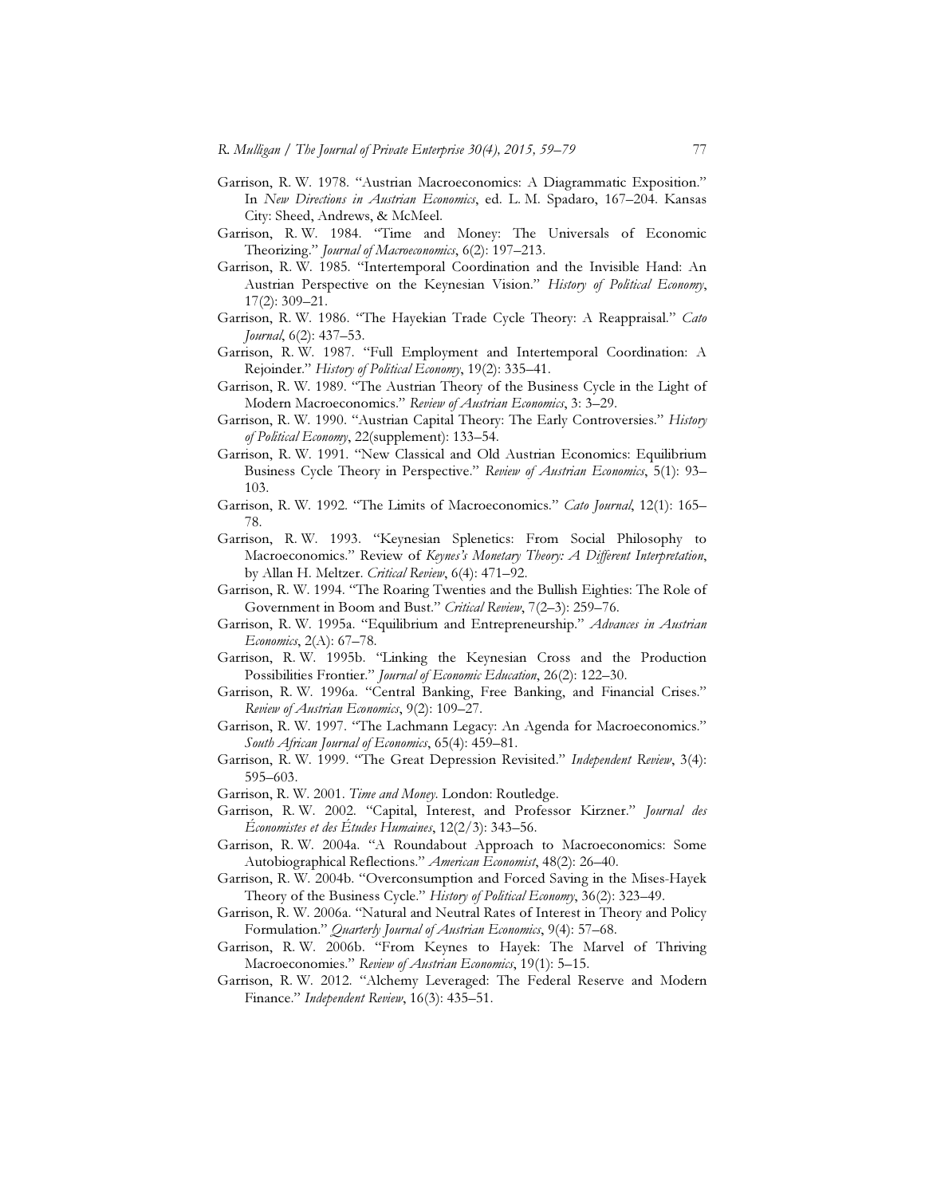Garrison, R. W. 1978. "Austrian Macroeconomics: A Diagrammatic Exposition." In *New Directions in Austrian Economics*, ed. L. M. Spadaro, 167–204. Kansas City: Sheed, Andrews, & McMeel.

Garrison, R. W. 1984. "Time and Money: The Universals of Economic Theorizing." *Journal of Macroeconomics*, 6(2): 197–213.

Garrison, R. W. 1985. "Intertemporal Coordination and the Invisible Hand: An Austrian Perspective on the Keynesian Vision." *History of Political Economy*, 17(2): 309–21.

Garrison, R. W. 1986. "The Hayekian Trade Cycle Theory: A Reappraisal." *Cato Journal*, 6(2): 437–53.

Garrison, R. W. 1987. "Full Employment and Intertemporal Coordination: A Rejoinder." *History of Political Economy*, 19(2): 335–41.

Garrison, R. W. 1989. "The Austrian Theory of the Business Cycle in the Light of Modern Macroeconomics." *Review of Austrian Economics*, 3: 3–29.

Garrison, R. W. 1990. "Austrian Capital Theory: The Early Controversies." *History of Political Economy*, 22(supplement): 133–54.

Garrison, R. W. 1991. "New Classical and Old Austrian Economics: Equilibrium Business Cycle Theory in Perspective." *Review of Austrian Economics*, 5(1): 93–103.

Garrison, R. W. 1992. "The Limits of Macroeconomics." *Cato Journal*, 12(1): 165–78.

Garrison, R. W. 1993. "Keynesian Splenetics: From Social Philosophy to Macroeconomics." Review of *Keynes's Monetary Theory: A Different Interpretation*, by Allan H. Meltzer. *Critical Review*, 6(4): 471–92.

Garrison, R. W. 1994. "The Roaring Twenties and the Bullish Eighties: The Role of Government in Boom and Bust." *Critical Review*, 7(2–3): 259–76.

Garrison, R. W. 1995a. "Equilibrium and Entrepreneurship." *Advances in Austrian Economics*, 2(A): 67–78.

Garrison, R. W. 1995b. "Linking the Keynesian Cross and the Production Possibilities Frontier." *Journal of Economic Education*, 26(2): 122–30.

Garrison, R. W. 1996a. "Central Banking, Free Banking, and Financial Crises." *Review of Austrian Economics*, 9(2): 109–27.

Garrison, R. W. 1997. "The Lachmann Legacy: An Agenda for Macroeconomics." *South African Journal of Economics*, 65(4): 459–81.

Garrison, R. W. 1999. "The Great Depression Revisited." *Independent Review*, 3(4): 595–603.

Garrison, R. W. 2001. *Time and Money*. London: Routledge.

Garrison, R. W. 2002. "Capital, Interest, and Professor Kirzner." *Journal des Économistes et des Études Humaines*, 12(2/3): 343–56.

Garrison, R. W. 2004a. "A Roundabout Approach to Macroeconomics: Some Autobiographical Reflections." *American Economist*, 48(2): 26–40.

Garrison, R. W. 2004b. "Overconsumption and Forced Saving in the Mises-Hayek Theory of the Business Cycle." *History of Political Economy*, 36(2): 323–49.

Garrison, R. W. 2006a. "Natural and Neutral Rates of Interest in Theory and Policy Formulation." *Quarterly Journal of Austrian Economics*, 9(4): 57–68.

Garrison, R. W. 2006b. "From Keynes to Hayek: The Marvel of Thriving Macroeconomies." *Review of Austrian Economics*, 19(1): 5–15.

Garrison, R. W. 2012. "Alchemy Leveraged: The Federal Reserve and Modern Finance." *Independent Review*, 16(3): 435–51.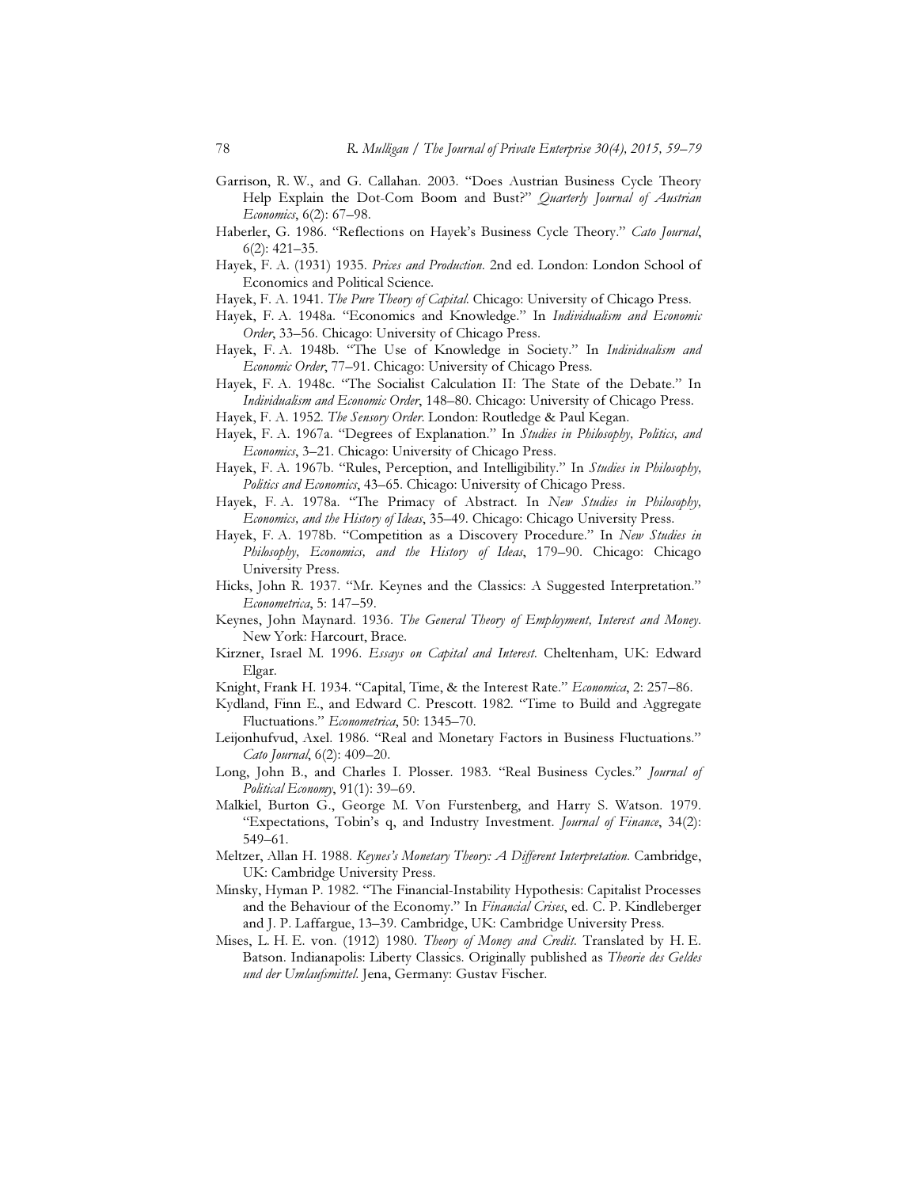Garrison, R. W., and G. Callahan. 2003. "Does Austrian Business Cycle Theory Help Explain the Dot-Com Boom and Bust?" *Quarterly Journal of Austrian Economics*, 6(2): 67–98.

Haberler, G. 1986. "Reflections on Hayek's Business Cycle Theory." *Cato Journal*, 6(2): 421–35.

Hayek, F. A. (1931) 1935. *Prices and Production*. 2nd ed. London: London School of Economics and Political Science.

Hayek, F. A. 1941. *The Pure Theory of Capital*. Chicago: University of Chicago Press.

Hayek, F. A. 1948a. "Economics and Knowledge." In *Individualism and Economic Order*, 33–56. Chicago: University of Chicago Press.

Hayek, F. A. 1948b. "The Use of Knowledge in Society." In *Individualism and Economic Order*, 77–91. Chicago: University of Chicago Press.

Hayek, F. A. 1948c. "The Socialist Calculation II: The State of the Debate." In *Individualism and Economic Order*, 148–80. Chicago: University of Chicago Press.

Hayek, F. A. 1952. *The Sensory Order*. London: Routledge & Paul Kegan.

Hayek, F. A. 1967a. "Degrees of Explanation." In *Studies in Philosophy, Politics, and Economics*, 3–21. Chicago: University of Chicago Press.

Hayek, F. A. 1967b. "Rules, Perception, and Intelligibility." In *Studies in Philosophy, Politics and Economics*, 43–65. Chicago: University of Chicago Press.

Hayek, F. A. 1978a. "The Primacy of Abstract. In *New Studies in Philosophy, Economics, and the History of Ideas*, 35–49. Chicago: Chicago University Press.

Hayek, F. A. 1978b. "Competition as a Discovery Procedure." In *New Studies in Philosophy, Economics, and the History of Ideas*, 179–90. Chicago: Chicago University Press.

Hicks, John R. 1937. "Mr. Keynes and the Classics: A Suggested Interpretation." *Econometrica*, 5: 147–59.

Keynes, John Maynard. 1936. *The General Theory of Employment, Interest and Money*. New York: Harcourt, Brace.

Kirzner, Israel M. 1996. *Essays on Capital and Interest*. Cheltenham, UK: Edward Elgar.

Knight, Frank H. 1934. "Capital, Time, & the Interest Rate." *Economica*, 2: 257–86.

Kydland, Finn E., and Edward C. Prescott. 1982. "Time to Build and Aggregate Fluctuations." *Econometrica*, 50: 1345–70.

Leijonhufvud, Axel. 1986. "Real and Monetary Factors in Business Fluctuations." *Cato Journal*, 6(2): 409–20.

Long, John B., and Charles I. Plosser. 1983. "Real Business Cycles." *Journal of Political Economy*, 91(1): 39–69.

Malkiel, Burton G., George M. Von Furstenberg, and Harry S. Watson. 1979. "Expectations, Tobin's q, and Industry Investment. *Journal of Finance*, 34(2): 549–61.

Meltzer, Allan H. 1988. *Keynes's Monetary Theory: A Different Interpretation*. Cambridge, UK: Cambridge University Press.

Minsky, Hyman P. 1982. "The Financial-Instability Hypothesis: Capitalist Processes and the Behaviour of the Economy." In *Financial Crises*, ed. C. P. Kindleberger and J. P. Laffargue, 13–39. Cambridge, UK: Cambridge University Press.

Mises, L. H. E. von. (1912) 1980. *Theory of Money and Credit*. Translated by H. E. Batson. Indianapolis: Liberty Classics. Originally published as *Theorie des Geldes und der Umlaufsmittel*. Jena, Germany: Gustav Fischer.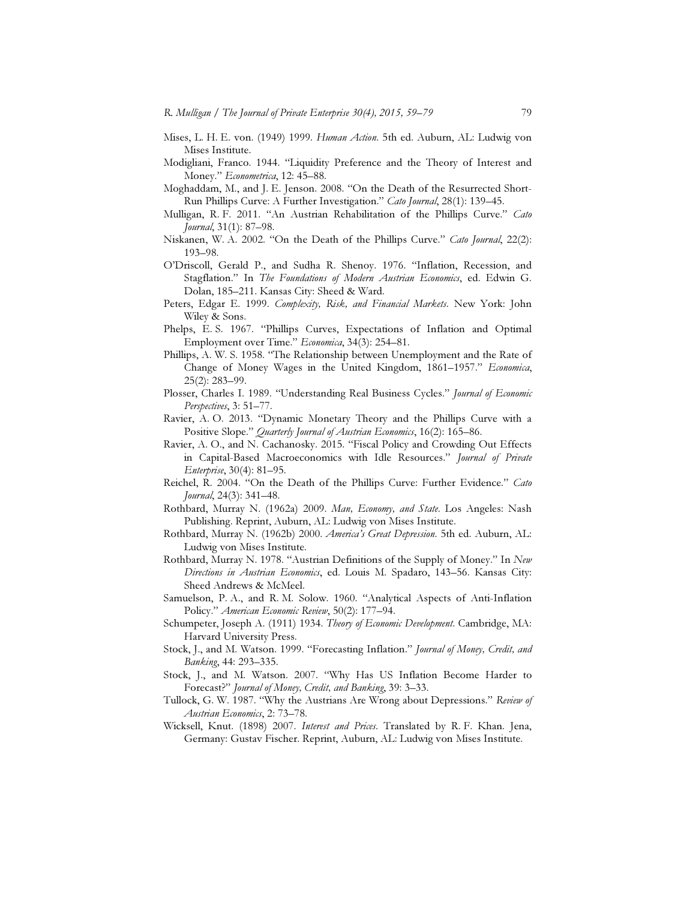Mises, L. H. E. von. (1949) 1999. *Human Action*. 5th ed. Auburn, AL: Ludwig von Mises Institute.

Modigliani, Franco. 1944. "Liquidity Preference and the Theory of Interest and Money." *Econometrica*, 12: 45–88.

Moghaddam, M., and J. E. Jenson. 2008. "On the Death of the Resurrected Short-Run Phillips Curve: A Further Investigation." *Cato Journal*, 28(1): 139–45.

Mulligan, R. F. 2011. "An Austrian Rehabilitation of the Phillips Curve." *Cato Journal*, 31(1): 87–98.

Niskanen, W. A. 2002. "On the Death of the Phillips Curve." *Cato Journal*, 22(2): 193–98.

O'Driscoll, Gerald P., and Sudha R. Shenoy. 1976. "Inflation, Recession, and Stagflation." In *The Foundations of Modern Austrian Economics*, ed. Edwin G. Dolan, 185–211. Kansas City: Sheed & Ward.

Peters, Edgar E. 1999. *Complexity, Risk, and Financial Markets*. New York: John Wiley & Sons.

Phelps, E. S. 1967. "Phillips Curves, Expectations of Inflation and Optimal Employment over Time." *Economica*, 34(3): 254–81.

Phillips, A. W. S. 1958. "The Relationship between Unemployment and the Rate of Change of Money Wages in the United Kingdom, 1861–1957." *Economica*, 25(2): 283–99.

Plosser, Charles I. 1989. "Understanding Real Business Cycles." *Journal of Economic Perspectives*, 3: 51–77.

Ravier, A. O. 2013. "Dynamic Monetary Theory and the Phillips Curve with a Positive Slope." *Quarterly Journal of Austrian Economics*, 16(2): 165–86.

Ravier, A. O., and N. Cachanosky. 2015. "Fiscal Policy and Crowding Out Effects in Capital-Based Macroeconomics with Idle Resources." *Journal of Private Enterprise*, 30(4): 81–95.

Reichel, R. 2004. "On the Death of the Phillips Curve: Further Evidence." *Cato Journal*, 24(3): 341–48.

Rothbard, Murray N. (1962a) 2009. *Man, Economy, and State*. Los Angeles: Nash Publishing. Reprint, Auburn, AL: Ludwig von Mises Institute.

Rothbard, Murray N. (1962b) 2000. *America's Great Depression*. 5th ed. Auburn, AL: Ludwig von Mises Institute.

Rothbard, Murray N. 1978. "Austrian Definitions of the Supply of Money." In *New Directions in Austrian Economics*, ed. Louis M. Spadaro, 143–56. Kansas City: Sheed Andrews & McMeel.

Samuelson, P. A., and R. M. Solow. 1960. "Analytical Aspects of Anti-Inflation Policy." *American Economic Review*, 50(2): 177–94.

Schumpeter, Joseph A. (1911) 1934. *Theory of Economic Development*. Cambridge, MA: Harvard University Press.

Stock, J., and M. Watson. 1999. "Forecasting Inflation." *Journal of Money, Credit, and Banking*, 44: 293–335.

Stock, J., and M. Watson. 2007. "Why Has US Inflation Become Harder to Forecast?" *Journal of Money, Credit, and Banking*, 39: 3–33.

Tullock, G. W. 1987. "Why the Austrians Are Wrong about Depressions." *Review of Austrian Economics*, 2: 73–78.

Wicksell, Knut. (1898) 2007. *Interest and Prices*. Translated by R. F. Khan. Jena, Germany: Gustav Fischer. Reprint, Auburn, AL: Ludwig von Mises Institute.